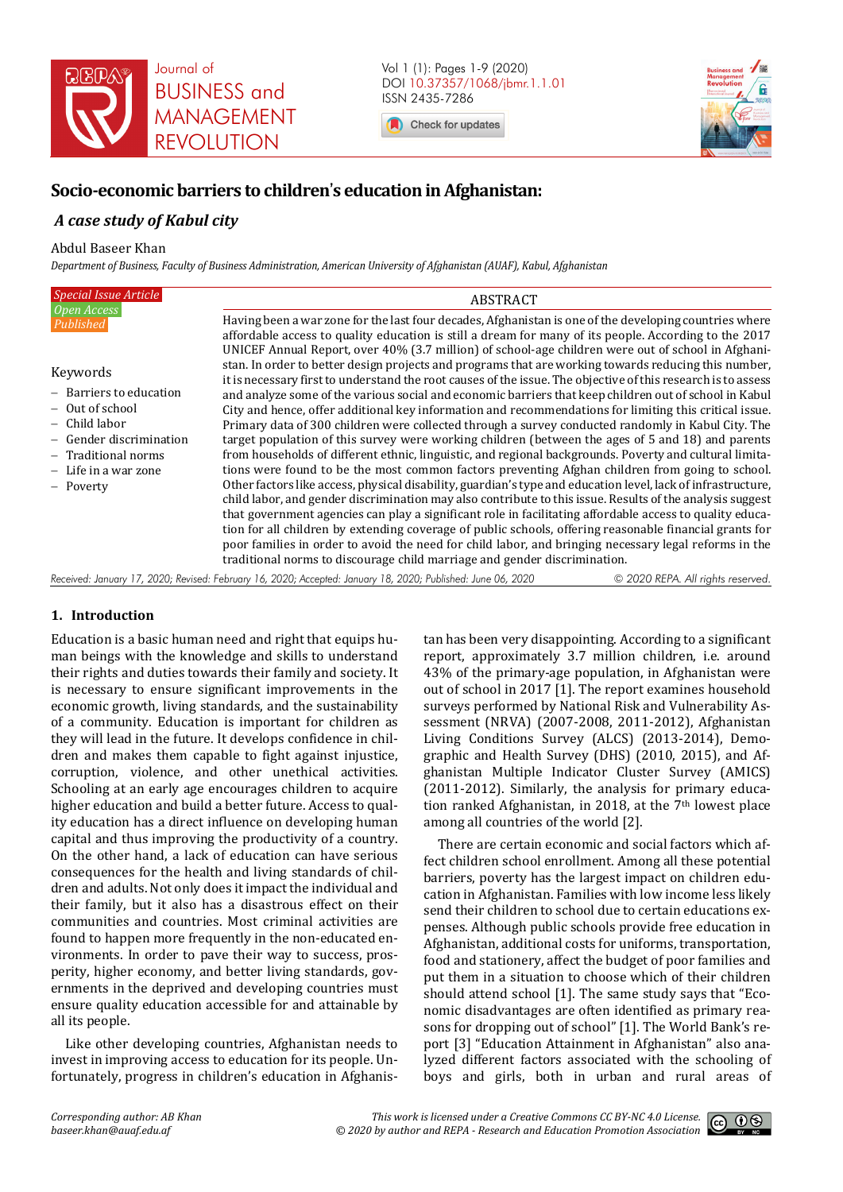# Socio-economic barriers to children's education in Afghanistan:

## *A case study of Kabul city*

Abdul Baseer Khan

*Department of Business, Faculty of Business Administration, American University of Afghanistan (AUAF), Kabul, Afghanistan*

*Special Issue Article*
*Open Access*
*Published*

**Keywords**

- Barriers to education
- Out of school
- Child labor
- Gender discrimination
- Traditional norms
- Life in a war zone
- Poverty

**ABSTRACT**

Having been a war zone for the last four decades, Afghanistan is one of the developing countries where affordable access to quality education is still a dream for many of its people. According to the 2017 UNICEF Annual Report, over 40% (3.7 million) of school-age children were out of school in Afghanistan. In order to better design projects and programs that are working towards reducing this number, it is necessary first to understand the root causes of the issue. The objective of this research is to assess and analyze some of the various social and economic barriers that keep children out of school in Kabul City and hence, offer additional key information and recommendations for limiting this critical issue. Primary data of 300 children were collected through a survey conducted randomly in Kabul City. The target population of this survey were working children (between the ages of 5 and 18) and parents from households of different ethnic, linguistic, and regional backgrounds. Poverty and cultural limitations were found to be the most common factors preventing Afghan children from going to school. Other factors like access, physical disability, guardian's type and education level, lack of infrastructure, child labor, and gender discrimination may also contribute to this issue. Results of the analysis suggest that government agencies can play a significant role in facilitating affordable access to quality education for all children by extending coverage of public schools, offering reasonable financial grants for poor families in order to avoid the need for child labor, and bringing necessary legal reforms in the traditional norms to discourage child marriage and gender discrimination.

*Received: January 17, 2020; Revised: February 16, 2020; Accepted: January 18, 2020; Published: June 06, 2020*
*© 2020 REPA. All rights reserved.*

## 1. Introduction

Education is a basic human need and right that equips human beings with the knowledge and skills to understand their rights and duties towards their family and society. It is necessary to ensure significant improvements in the economic growth, living standards, and the sustainability of a community. Education is important for children as they will lead in the future. It develops confidence in children and makes them capable to fight against injustice, corruption, violence, and other unethical activities. Schooling at an early age encourages children to acquire higher education and build a better future. Access to quality education has a direct influence on developing human capital and thus improving the productivity of a country. On the other hand, a lack of education can have serious consequences for the health and living standards of children and adults. Not only does it impact the individual and their family, but it also has a disastrous effect on their communities and countries. Most criminal activities are found to happen more frequently in the non-educated environments. In order to pave their way to success, prosperity, higher economy, and better living standards, governments in the deprived and developing countries must ensure quality education accessible for and attainable by all its people.

Like other developing countries, Afghanistan needs to invest in improving access to education for its people. Unfortunately, progress in children's education in Afghanistan has been very disappointing. According to a significant report, approximately 3.7 million children, i.e. around 43% of the primary-age population, in Afghanistan were out of school in 2017 [1]. The report examines household surveys performed by National Risk and Vulnerability Assessment (NRVA) (2007-2008, 2011-2012), Afghanistan Living Conditions Survey (ALCS) (2013-2014), Demographic and Health Survey (DHS) (2010, 2015), and Afghanistan Multiple Indicator Cluster Survey (AMICS) (2011-2012). Similarly, the analysis for primary education ranked Afghanistan, in 2018, at the 7th lowest place among all countries of the world [2].

There are certain economic and social factors which affect children school enrollment. Among all these potential barriers, poverty has the largest impact on children education in Afghanistan. Families with low income less likely send their children to school due to certain educations expenses. Although public schools provide free education in Afghanistan, additional costs for uniforms, transportation, food and stationery, affect the budget of poor families and put them in a situation to choose which of their children should attend school [1]. The same study says that "Economic disadvantages are often identified as primary reasons for dropping out of school" [1]. The World Bank's report [3] "Education Attainment in Afghanistan" also analyzed different factors associated with the schooling of boys and girls, both in urban and rural areas of

*Corresponding author: AB Khan*
*baseer.khan@auaf.edu.af*

*This work is licensed under a Creative Commons CC BY-NC 4.0 License.*
*© 2020 by author and REPA - Research and Education Promotion Association*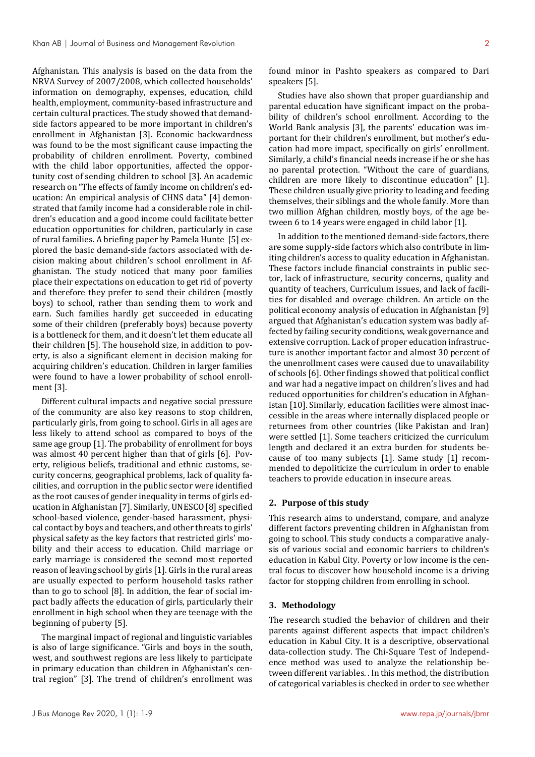Afghanistan. This analysis is based on the data from the NRVA Survey of 2007/2008, which collected households' information on demography, expenses, education, child health, employment, community-based infrastructure and certain cultural practices. The study showed that demand-side factors appeared to be more important in children's enrollment in Afghanistan [3]. Economic backwardness was found to be the most significant cause impacting the probability of children enrollment. Poverty, combined with the child labor opportunities, affected the opportunity cost of sending children to school [3]. An academic research on "The effects of family income on children's education: An empirical analysis of CHNS data" [4] demonstrated that family income had a considerable role in children's education and a good income could facilitate better education opportunities for children, particularly in case of rural families. A briefing paper by Pamela Hunte [5] explored the basic demand-side factors associated with decision making about children's school enrollment in Afghanistan. The study noticed that many poor families place their expectations on education to get rid of poverty and therefore they prefer to send their children (mostly boys) to school, rather than sending them to work and earn. Such families hardly get succeeded in educating some of their children (preferably boys) because poverty is a bottleneck for them, and it doesn't let them educate all their children [5]. The household size, in addition to poverty, is also a significant element in decision making for acquiring children's education. Children in larger families were found to have a lower probability of school enrollment [3].

Different cultural impacts and negative social pressure of the community are also key reasons to stop children, particularly girls, from going to school. Girls in all ages are less likely to attend school as compared to boys of the same age group [1]. The probability of enrollment for boys was almost 40 percent higher than that of girls [6]. Poverty, religious beliefs, traditional and ethnic customs, security concerns, geographical problems, lack of quality facilities, and corruption in the public sector were identified as the root causes of gender inequality in terms of girls education in Afghanistan [7]. Similarly, UNESCO [8] specified school-based violence, gender-based harassment, physical contact by boys and teachers, and other threats to girls' physical safety as the key factors that restricted girls' mobility and their access to education. Child marriage or early marriage is considered the second most reported reason of leaving school by girls [1]. Girls in the rural areas are usually expected to perform household tasks rather than to go to school [8]. In addition, the fear of social impact badly affects the education of girls, particularly their enrollment in high school when they are teenage with the beginning of puberty [5].

The marginal impact of regional and linguistic variables is also of large significance. "Girls and boys in the south, west, and southwest regions are less likely to participate in primary education than children in Afghanistan's central region" [3]. The trend of children's enrollment was found minor in Pashto speakers as compared to Dari speakers [5].

Studies have also shown that proper guardianship and parental education have significant impact on the probability of children's school enrollment. According to the World Bank analysis [3], the parents' education was important for their children's enrollment, but mother's education had more impact, specifically on girls' enrollment. Similarly, a child's financial needs increase if he or she has no parental protection. "Without the care of guardians, children are more likely to discontinue education" [1]. These children usually give priority to leading and feeding themselves, their siblings and the whole family. More than two million Afghan children, mostly boys, of the age between 6 to 14 years were engaged in child labor [1].

In addition to the mentioned demand-side factors, there are some supply-side factors which also contribute in limiting children's access to quality education in Afghanistan. These factors include financial constraints in public sector, lack of infrastructure, security concerns, quality and quantity of teachers, Curriculum issues, and lack of facilities for disabled and overage children. An article on the political economy analysis of education in Afghanistan [9] argued that Afghanistan's education system was badly affected by failing security conditions, weak governance and extensive corruption. Lack of proper education infrastructure is another important factor and almost 30 percent of the unenrollment cases were caused due to unavailability of schools [6]. Other findings showed that political conflict and war had a negative impact on children's lives and had reduced opportunities for children's education in Afghanistan [10]. Similarly, education facilities were almost inaccessible in the areas where internally displaced people or returnees from other countries (like Pakistan and Iran) were settled [1]. Some teachers criticized the curriculum length and declared it an extra burden for students because of too many subjects [1]. Same study [1] recommended to depoliticize the curriculum in order to enable teachers to provide education in insecure areas.

## 2. Purpose of this study

This research aims to understand, compare, and analyze different factors preventing children in Afghanistan from going to school. This study conducts a comparative analysis of various social and economic barriers to children's education in Kabul City. Poverty or low income is the central focus to discover how household income is a driving factor for stopping children from enrolling in school.

## 3. Methodology

The research studied the behavior of children and their parents against different aspects that impact children's education in Kabul City. It is a descriptive, observational data-collection study. The Chi-Square Test of Independence method was used to analyze the relationship between different variables. . In this method, the distribution of categorical variables is checked in order to see whether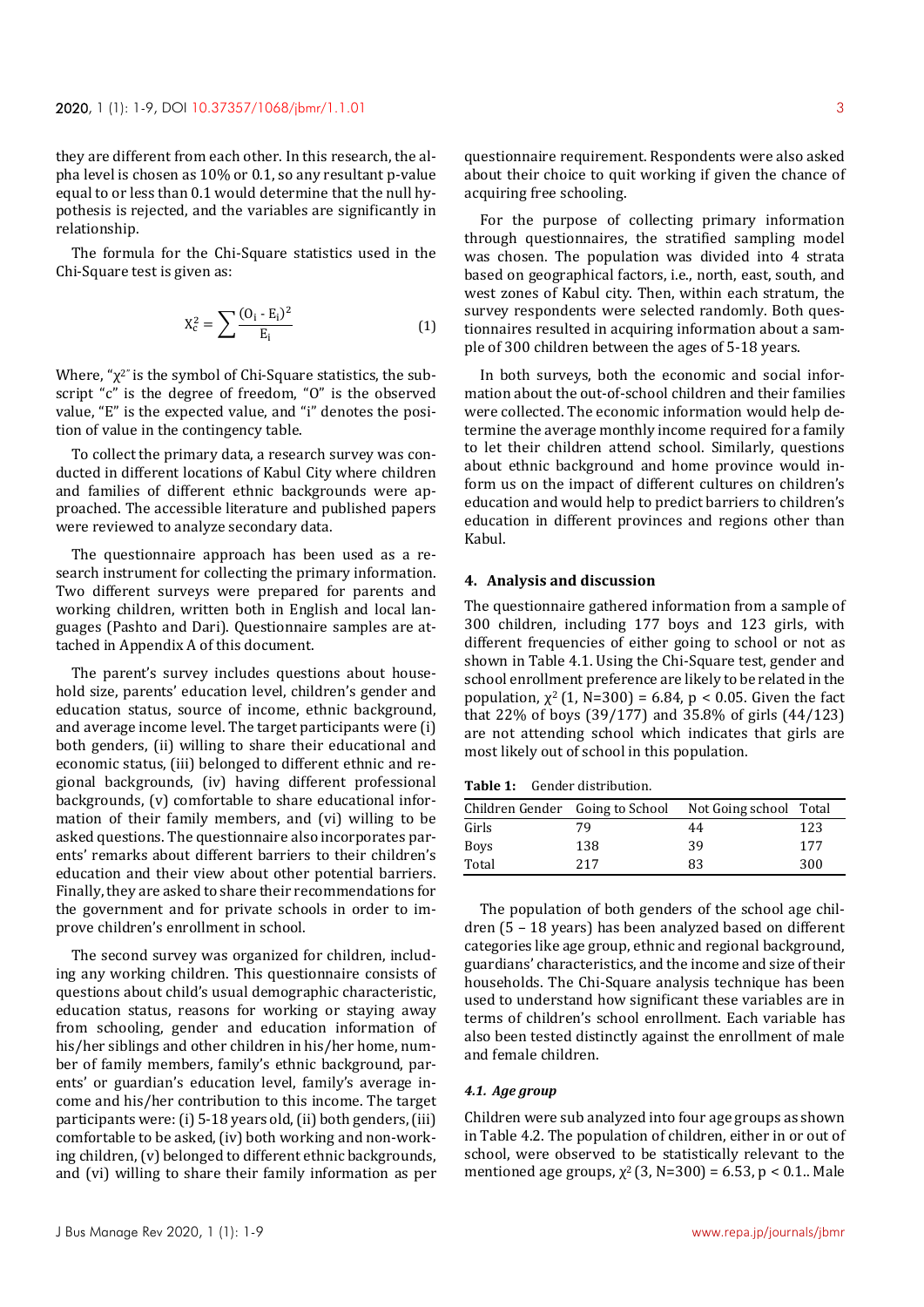they are different from each other. In this research, the alpha level is chosen as 10% or 0.1, so any resultant p-value equal to or less than 0.1 would determine that the null hypothesis is rejected, and the variables are significantly in relationship.

The formula for the Chi-Square statistics used in the Chi-Square test is given as:

$$X_c^2 = \sum \frac{(O_i - E_i)^2}{E_i} \tag{1}$$

Where, "$\chi^2$" is the symbol of Chi-Square statistics, the subscript "c" is the degree of freedom, "O" is the observed value, "E" is the expected value, and "i" denotes the position of value in the contingency table.

To collect the primary data, a research survey was conducted in different locations of Kabul City where children and families of different ethnic backgrounds were approached. The accessible literature and published papers were reviewed to analyze secondary data.

The questionnaire approach has been used as a research instrument for collecting the primary information. Two different surveys were prepared for parents and working children, written both in English and local languages (Pashto and Dari). Questionnaire samples are attached in Appendix A of this document.

The parent's survey includes questions about household size, parents' education level, children's gender and education status, source of income, ethnic background, and average income level. The target participants were (i) both genders, (ii) willing to share their educational and economic status, (iii) belonged to different ethnic and regional backgrounds, (iv) having different professional backgrounds, (v) comfortable to share educational information of their family members, and (vi) willing to be asked questions. The questionnaire also incorporates parents' remarks about different barriers to their children's education and their view about other potential barriers. Finally, they are asked to share their recommendations for the government and for private schools in order to improve children's enrollment in school.

The second survey was organized for children, including any working children. This questionnaire consists of questions about child's usual demographic characteristic, education status, reasons for working or staying away from schooling, gender and education information of his/her siblings and other children in his/her home, number of family members, family's ethnic background, parents' or guardian's education level, family's average income and his/her contribution to this income. The target participants were: (i) 5-18 years old, (ii) both genders, (iii) comfortable to be asked, (iv) both working and non-working children, (v) belonged to different ethnic backgrounds, and (vi) willing to share their family information as per questionnaire requirement. Respondents were also asked about their choice to quit working if given the chance of acquiring free schooling.

For the purpose of collecting primary information through questionnaires, the stratified sampling model was chosen. The population was divided into 4 strata based on geographical factors, i.e., north, east, south, and west zones of Kabul city. Then, within each stratum, the survey respondents were selected randomly. Both questionnaires resulted in acquiring information about a sample of 300 children between the ages of 5-18 years.

In both surveys, both the economic and social information about the out-of-school children and their families were collected. The economic information would help determine the average monthly income required for a family to let their children attend school. Similarly, questions about ethnic background and home province would inform us on the impact of different cultures on children's education and would help to predict barriers to children's education in different provinces and regions other than Kabul.

## 4. Analysis and discussion

The questionnaire gathered information from a sample of 300 children, including 177 boys and 123 girls, with different frequencies of either going to school or not as shown in Table 4.1. Using the Chi-Square test, gender and school enrollment preference are likely to be related in the population, $\chi^2$ (1, N=300) = 6.84, $p < 0.05$. Given the fact that 22% of boys (39/177) and 35.8% of girls (44/123) are not attending school which indicates that girls are most likely out of school in this population.

**Table 1:** Gender distribution.

| Children Gender | Going to School | Not Going school | Total |
|---|---|---|---|
| Girls | 79 | 44 | 123 |
| Boys | 138 | 39 | 177 |
| Total | 217 | 83 | 300 |

The population of both genders of the school age children (5 – 18 years) has been analyzed based on different categories like age group, ethnic and regional background, guardians' characteristics, and the income and size of their households. The Chi-Square analysis technique has been used to understand how significant these variables are in terms of children's school enrollment. Each variable has also been tested distinctly against the enrollment of male and female children.

### *4.1. Age group*

Children were sub analyzed into four age groups as shown in Table 4.2. The population of children, either in or out of school, were observed to be statistically relevant to the mentioned age groups, $\chi^2$ (3, N=300) = 6.53, $p < 0.1$.. Male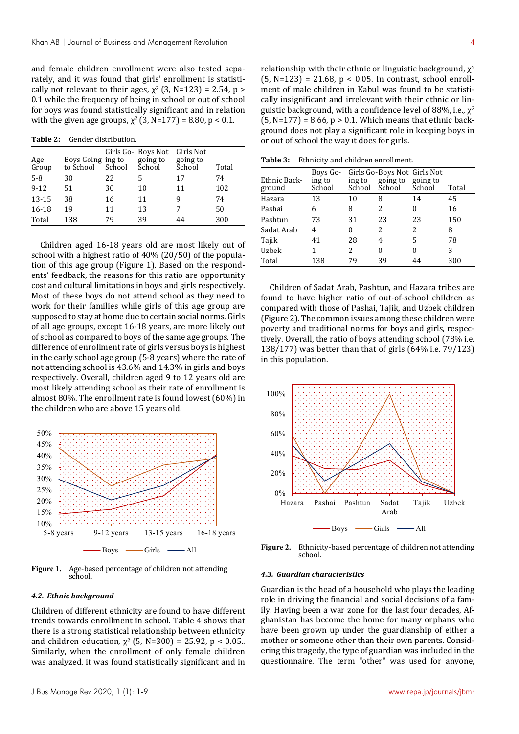and female children enrollment were also tested separately, and it was found that girls' enrollment is statistically not relevant to their ages, $\chi^2$ (3, N=123) = 2.54, p > 0.1 while the frequency of being in school or out of school for boys was found statistically significant and in relation with the given age groups, $\chi^2$ (3, N=177) = 8.80, p < 0.1.

**Table 2:** Gender distribution.

| Age Group | Boys Going to School | Girls Going to School | Boys Not going to School | Girls Not going to School | Total |
|---|---|---|---|---|---|
| 5-8 | 30 | 22 | 5 | 17 | 74 |
| 9-12 | 51 | 30 | 10 | 11 | 102 |
| 13-15 | 38 | 16 | 11 | 9 | 74 |
| 16-18 | 19 | 11 | 13 | 7 | 50 |
| Total | 138 | 79 | 39 | 44 | 300 |

Children aged 16-18 years old are most likely out of school with a highest ratio of 40% (20/50) of the population of this age group (Figure 1). Based on the respondents' feedback, the reasons for this ratio are opportunity cost and cultural limitations in boys and girls respectively. Most of these boys do not attend school as they need to work for their families while girls of this age group are supposed to stay at home due to certain social norms. Girls of all age groups, except 16-18 years, are more likely out of school as compared to boys of the same age groups. The difference of enrollment rate of girls versus boys is highest in the early school age group (5-8 years) where the rate of not attending school is 43.6% and 14.3% in girls and boys respectively. Overall, children aged 9 to 12 years old are most likely attending school as their rate of enrollment is almost 80%. The enrollment rate is found lowest (60%) in the children who are above 15 years old.

**Figure 1.** Age-based percentage of children not attending school.

### 4.2. Ethnic background

Children of different ethnicity are found to have different trends towards enrollment in school. Table 4 shows that there is a strong statistical relationship between ethnicity and children education, $\chi^2$ (5, N=300) = 25.92, p < 0.05.. Similarly, when the enrollment of only female children was analyzed, it was found statistically significant and in relationship with their ethnic or linguistic background, $\chi^2$ (5, N=123) = 21.68, p < 0.05. In contrast, school enrollment of male children in Kabul was found to be statistically insignificant and irrelevant with their ethnic or linguistic background, with a confidence level of 88%, i.e., $\chi^2$ (5, N=177) = 8.66, p > 0.1. Which means that ethnic background does not play a significant role in keeping boys in or out of school the way it does for girls.

**Table 3:** Ethnicity and children enrollment.

| Ethnic Background | Boys Going to School | Girls Going to School | Boys Not going to School | Girls Not going to School | Total |
|---|---|---|---|---|---|
| Hazara | 13 | 10 | 8 | 14 | 45 |
| Pashai | 6 | 8 | 2 | 0 | 16 |
| Pashtun | 73 | 31 | 23 | 23 | 150 |
| Sadat Arab | 4 | 0 | 2 | 2 | 8 |
| Tajik | 41 | 28 | 4 | 5 | 78 |
| Uzbek | 1 | 2 | 0 | 0 | 3 |
| Total | 138 | 79 | 39 | 44 | 300 |

Children of Sadat Arab, Pashtun, and Hazara tribes are found to have higher ratio of out-of-school children as compared with those of Pashai, Tajik, and Uzbek children (Figure 2). The common issues among these children were poverty and traditional norms for boys and girls, respectively. Overall, the ratio of boys attending school (78% i.e. 138/177) was better than that of girls (64% i.e. 79/123) in this population.

**Figure 2.** Ethnicity-based percentage of children not attending school.

### 4.3. Guardian characteristics

Guardian is the head of a household who plays the leading role in driving the financial and social decisions of a family. Having been a war zone for the last four decades, Afghanistan has become the home for many orphans who have been grown up under the guardianship of either a mother or someone other than their own parents. Considering this tragedy, the type of guardian was included in the questionnaire. The term "other" was used for anyone,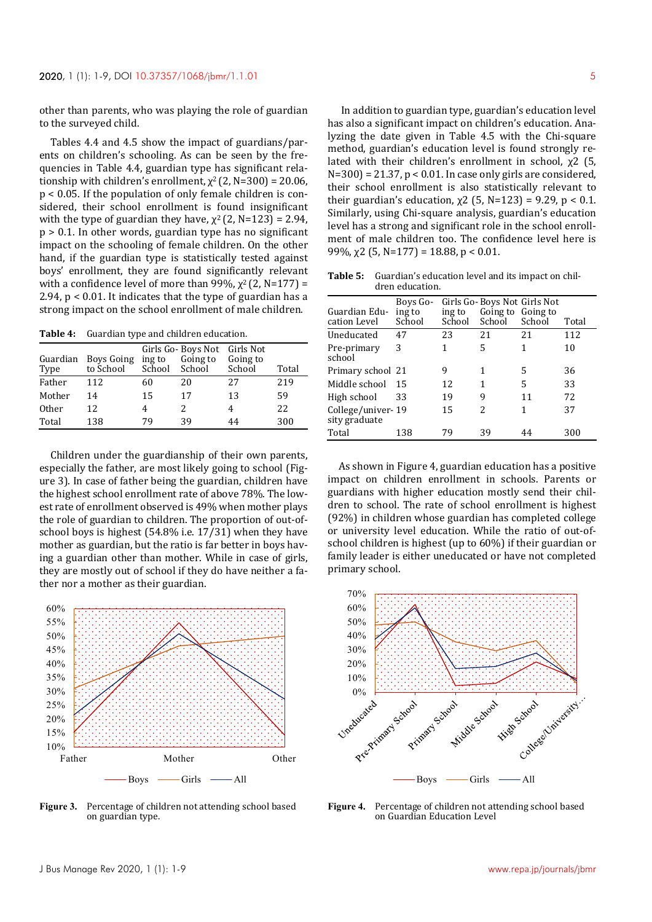other than parents, who was playing the role of guardian to the surveyed child.

Tables 4.4 and 4.5 show the impact of guardians/parents on children's schooling. As can be seen by the frequencies in Table 4.4, guardian type has significant relationship with children's enrollment, $\chi^2$ (2, N=300) = 20.06, $p < 0.05$. If the population of only female children is considered, their school enrollment is found insignificant with the type of guardian they have, $\chi^2$ (2, N=123) = 2.94, $p > 0.1$. In other words, guardian type has no significant impact on the schooling of female children. On the other hand, if the guardian type is statistically tested against boys' enrollment, they are found significantly relevant with a confidence level of more than 99%, $\chi^2$ (2, N=177) = 2.94, $p < 0.01$. It indicates that the type of guardian has a strong impact on the school enrollment of male children.

**Table 4:** Guardian type and children education.

| Guardian Type | Boys Going to School | Girls Going to School | Boys Not Going to School | Girls Not Going to School | Total |
|---|---|---|---|---|---|
| Father | 112 | 60 | 20 | 27 | 219 |
| Mother | 14 | 15 | 17 | 13 | 59 |
| Other | 12 | 4 | 2 | 4 | 22 |
| Total | 138 | 79 | 39 | 44 | 300 |

Children under the guardianship of their own parents, especially the father, are most likely going to school (Figure 3). In case of father being the guardian, children have the highest school enrollment rate of above 78%. The lowest rate of enrollment observed is 49% when mother plays the role of guardian to children. The proportion of out-of-school boys is highest (54.8% i.e. 17/31) when they have mother as guardian, but the ratio is far better in boys having a guardian other than mother. While in case of girls, they are mostly out of school if they do have neither a father nor a mother as their guardian.

**Figure 3.** Percentage of children not attending school based on guardian type.

In addition to guardian type, guardian's education level has also a significant impact on children's education. Analyzing the date given in Table 4.5 with the Chi-square method, guardian's education level is found strongly related with their children's enrollment in school, $\chi2$ (5, N=300) = 21.37, $p < 0.01$. In case only girls are considered, their school enrollment is also statistically relevant to their guardian's education, $\chi2$ (5, N=123) = 9.29, $p < 0.1$. Similarly, using Chi-square analysis, guardian's education level has a strong and significant role in the school enrollment of male children too. The confidence level here is 99%, $\chi2$ (5, N=177) = 18.88, $p < 0.01$.

**Table 5:** Guardian's education level and its impact on children education.

| Guardian Education Level | Boys Going to School | Girls Going to School | Boys Not Going to School | Girls Not Going to School | Total |
|---|---|---|---|---|---|
| Uneducated | 47 | 23 | 21 | 21 | 112 |
| Pre-primary school | 3 | 1 | 5 | 1 | 10 |
| Primary school | 21 | 9 | 1 | 5 | 36 |
| Middle school | 15 | 12 | 1 | 5 | 33 |
| High school | 33 | 19 | 9 | 11 | 72 |
| College/university graduate | 19 | 15 | 2 | 1 | 37 |
| Total | 138 | 79 | 39 | 44 | 300 |

As shown in Figure 4, guardian education has a positive impact on children enrollment in schools. Parents or guardians with higher education mostly send their children to school. The rate of school enrollment is highest (92%) in children whose guardian has completed college or university level education. While the ratio of out-of-school children is highest (up to 60%) if their guardian or family leader is either uneducated or have not completed primary school.

**Figure 4.** Percentage of children not attending school based on Guardian Education Level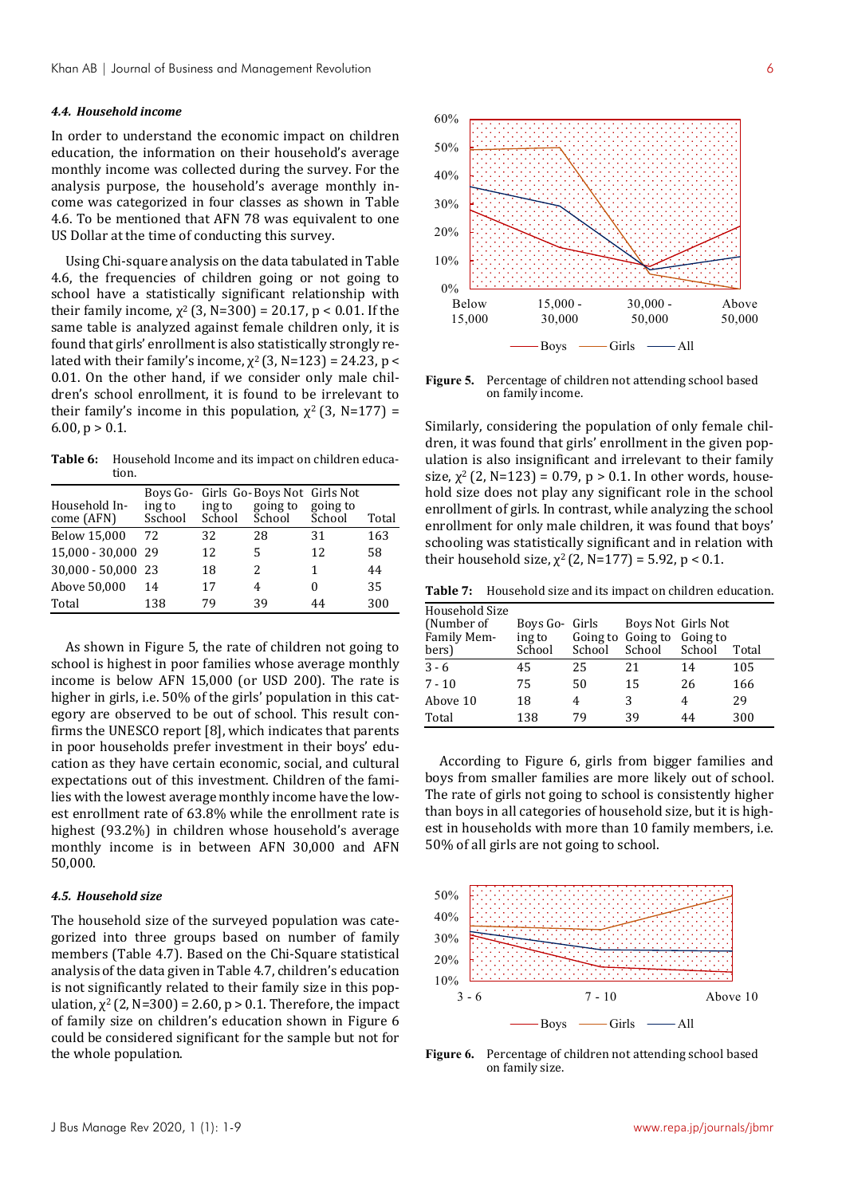### 4.4. Household income

In order to understand the economic impact on children education, the information on their household's average monthly income was collected during the survey. For the analysis purpose, the household's average monthly income was categorized in four classes as shown in Table 4.6. To be mentioned that AFN 78 was equivalent to one US Dollar at the time of conducting this survey.

Using Chi-square analysis on the data tabulated in Table 4.6, the frequencies of children going or not going to school have a statistically significant relationship with their family income, $\chi^2$ (3, N=300) = 20.17, $p < 0.01$. If the same table is analyzed against female children only, it is found that girls' enrollment is also statistically strongly related with their family's income, $\chi^2$ (3, N=123) = 24.23, $p < 0.01$. On the other hand, if we consider only male children's school enrollment, it is found to be irrelevant to their family's income in this population, $\chi^2$ (3, N=177) = 6.00, $p > 0.1$.

**Table 6:** Household Income and its impact on children education.

| Household Income (AFN) | Boys Going to Sschool | Girls Going to School | Boys Not going to School | Girls Not going to School | Total |
|---|---|---|---|---|---|
| Below 15,000 | 72 | 32 | 28 | 31 | 163 |
| 15,000 - 30,000 | 29 | 12 | 5 | 12 | 58 |
| 30,000 - 50,000 | 23 | 18 | 2 | 1 | 44 |
| Above 50,000 | 14 | 17 | 4 | 0 | 35 |
| Total | 138 | 79 | 39 | 44 | 300 |

As shown in Figure 5, the rate of children not going to school is highest in poor families whose average monthly income is below AFN 15,000 (or USD 200). The rate is higher in girls, i.e. 50% of the girls' population in this category are observed to be out of school. This result confirms the UNESCO report [8], which indicates that parents in poor households prefer investment in their boys' education as they have certain economic, social, and cultural expectations out of this investment. Children of the families with the lowest average monthly income have the lowest enrollment rate of 63.8% while the enrollment rate is highest (93.2%) in children whose household's average monthly income is in between AFN 30,000 and AFN 50,000.

**Figure 5.** Percentage of children not attending school based on family income.

### 4.5. Household size

The household size of the surveyed population was categorized into three groups based on number of family members (Table 4.7). Based on the Chi-Square statistical analysis of the data given in Table 4.7, children's education is not significantly related to their family size in this population, $\chi^2$ (2, N=300) = 2.60, $p > 0.1$. Therefore, the impact of family size on children's education shown in Figure 6 could be considered significant for the sample but not for the whole population.

Similarly, considering the population of only female children, it was found that girls' enrollment in the given population is also insignificant and irrelevant to their family size, $\chi^2$ (2, N=123) = 0.79, $p > 0.1$. In other words, household size does not play any significant role in the school enrollment of girls. In contrast, while analyzing the school enrollment for only male children, it was found that boys' schooling was statistically significant and in relation with their household size, $\chi^2$ (2, N=177) = 5.92, $p < 0.1$.

**Table 7:** Household size and its impact on children education.

| Household Size (Number of Family Members) | Boys Going to School | Girls Going to School | Boys Not Going to School | Girls Not Going to School | Total |
|---|---|---|---|---|---|
| 3 - 6 | 45 | 25 | 21 | 14 | 105 |
| 7 - 10 | 75 | 50 | 15 | 26 | 166 |
| Above 10 | 18 | 4 | 3 | 4 | 29 |
| Total | 138 | 79 | 39 | 44 | 300 |

According to Figure 6, girls from bigger families and boys from smaller families are more likely out of school. The rate of girls not going to school is consistently higher than boys in all categories of household size, but it is highest in households with more than 10 family members, i.e. 50% of all girls are not going to school.

**Figure 6.** Percentage of children not attending school based on family size.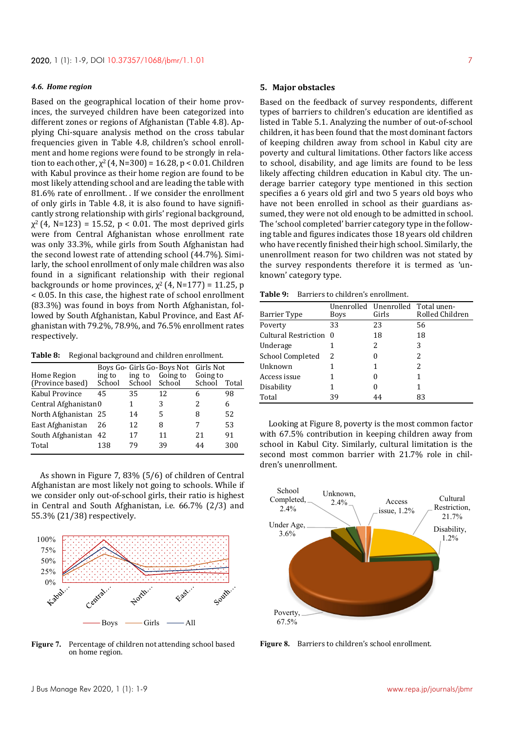#### *4.6. Home region*

Based on the geographical location of their home provinces, the surveyed children have been categorized into different zones or regions of Afghanistan (Table 4.8). Applying Chi-square analysis method on the cross tabular frequencies given in Table 4.8, children's school enrollment and home regions were found to be strongly in relation to each other, $\chi^2$ (4, N=300) = 16.28, p < 0.01. Children with Kabul province as their home region are found to be most likely attending school and are leading the table with 81.6% rate of enrollment. . If we consider the enrollment of only girls in Table 4.8, it is also found to have significantly strong relationship with girls' regional background, $\chi^2$ (4, N=123) = 15.52, p < 0.01. The most deprived girls were from Central Afghanistan whose enrollment rate was only 33.3%, while girls from South Afghanistan had the second lowest rate of attending school (44.7%). Similarly, the school enrollment of only male children was also found in a significant relationship with their regional backgrounds or home provinces, $\chi^2$ (4, N=177) = 11.25, p < 0.05. In this case, the highest rate of school enrollment (83.3%) was found in boys from North Afghanistan, followed by South Afghanistan, Kabul Province, and East Afghanistan with 79.2%, 78.9%, and 76.5% enrollment rates respectively.

**Table 8:** Regional background and children enrollment.

| Home Region (Province based) | Boys Going to School | Girls Going to School | Boys Not Going to School | Girls Not Going to School | Total |
|---|---|---|---|---|---|
| Kabul Province | 45 | 35 | 12 | 6 | 98 |
| Central Afghanistan | 0 | 1 | 3 | 2 | 6 |
| North Afghanistan | 25 | 14 | 5 | 8 | 52 |
| East Afghanistan | 26 | 12 | 8 | 7 | 53 |
| South Afghanistan | 42 | 17 | 11 | 21 | 91 |
| Total | 138 | 79 | 39 | 44 | 300 |

As shown in Figure 7, 83% (5/6) of children of Central Afghanistan are most likely not going to schools. While if we consider only out-of-school girls, their ratio is highest in Central and South Afghanistan, i.e. 66.7% (2/3) and 55.3% (21/38) respectively.

**Figure 7.** Percentage of children not attending school based on home region.

## 5. Major obstacles

Based on the feedback of survey respondents, different types of barriers to children's education are identified as listed in Table 5.1. Analyzing the number of out-of-school children, it has been found that the most dominant factors of keeping children away from school in Kabul city are poverty and cultural limitations. Other factors like access to school, disability, and age limits are found to be less likely affecting children education in Kabul city. The underage barrier category type mentioned in this section specifies a 6 years old girl and two 5 years old boys who have not been enrolled in school as their guardians assumed, they were not old enough to be admitted in school. The 'school completed' barrier category type in the following table and figures indicates those 18 years old children who have recently finished their high school. Similarly, the unenrollment reason for two children was not stated by the survey respondents therefore it is termed as 'unknown' category type.

**Table 9:** Barriers to children's enrollment.

| Barrier Type | Unenrolled Boys | Unenrolled Girls | Total unenRolled Children |
|---|---|---|---|
| Poverty | 33 | 23 | 56 |
| Cultural Restriction | 0 | 18 | 18 |
| Underage | 1 | 2 | 3 |
| School Completed | 2 | 0 | 2 |
| Unknown | 1 | 1 | 2 |
| Access issue | 1 | 0 | 1 |
| Disability | 1 | 0 | 1 |
| Total | 39 | 44 | 83 |

Looking at Figure 8, poverty is the most common factor with 67.5% contribution in keeping children away from school in Kabul City. Similarly, cultural limitation is the second most common barrier with 21.7% role in children's unenrollment.

**Figure 8.** Barriers to children's school enrollment.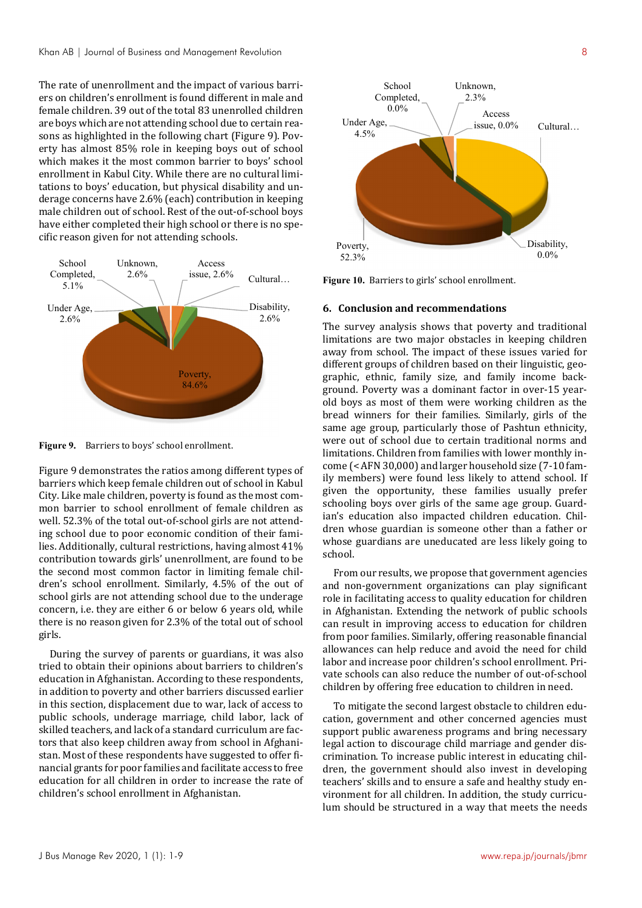The rate of unenrollment and the impact of various barriers on children's enrollment is found different in male and female children. 39 out of the total 83 unenrolled children are boys which are not attending school due to certain reasons as highlighted in the following chart (Figure 9). Poverty has almost 85% role in keeping boys out of school which makes it the most common barrier to boys' school enrollment in Kabul City. While there are no cultural limitations to boys' education, but physical disability and underage concerns have 2.6% (each) contribution in keeping male children out of school. Rest of the out-of-school boys have either completed their high school or there is no specific reason given for not attending schools.

**Figure 9.** Barriers to boys' school enrollment.

Figure 9 demonstrates the ratios among different types of barriers which keep female children out of school in Kabul City. Like male children, poverty is found as the most common barrier to school enrollment of female children as well. 52.3% of the total out-of-school girls are not attending school due to poor economic condition of their families. Additionally, cultural restrictions, having almost 41% contribution towards girls' unenrollment, are found to be the second most common factor in limiting female children's school enrollment. Similarly, 4.5% of the out of school girls are not attending school due to the underage concern, i.e. they are either 6 or below 6 years old, while there is no reason given for 2.3% of the total out of school girls.

During the survey of parents or guardians, it was also tried to obtain their opinions about barriers to children's education in Afghanistan. According to these respondents, in addition to poverty and other barriers discussed earlier in this section, displacement due to war, lack of access to public schools, underage marriage, child labor, lack of skilled teachers, and lack of a standard curriculum are factors that also keep children away from school in Afghanistan. Most of these respondents have suggested to offer financial grants for poor families and facilitate access to free education for all children in order to increase the rate of children's school enrollment in Afghanistan.

**Figure 10.** Barriers to girls' school enrollment.

## 6. Conclusion and recommendations

The survey analysis shows that poverty and traditional limitations are two major obstacles in keeping children away from school. The impact of these issues varied for different groups of children based on their linguistic, geographic, ethnic, family size, and family income background. Poverty was a dominant factor in over-15 year-old boys as most of them were working children as the bread winners for their families. Similarly, girls of the same age group, particularly those of Pashtun ethnicity, were out of school due to certain traditional norms and limitations. Children from families with lower monthly income (< AFN 30,000) and larger household size (7-10 family members) were found less likely to attend school. If given the opportunity, these families usually prefer schooling boys over girls of the same age group. Guardian's education also impacted children education. Children whose guardian is someone other than a father or whose guardians are uneducated are less likely going to school.

From our results, we propose that government agencies and non-government organizations can play significant role in facilitating access to quality education for children in Afghanistan. Extending the network of public schools can result in improving access to education for children from poor families. Similarly, offering reasonable financial allowances can help reduce and avoid the need for child labor and increase poor children's school enrollment. Private schools can also reduce the number of out-of-school children by offering free education to children in need.

To mitigate the second largest obstacle to children education, government and other concerned agencies must support public awareness programs and bring necessary legal action to discourage child marriage and gender discrimination. To increase public interest in educating children, the government should also invest in developing teachers' skills and to ensure a safe and healthy study environment for all children. In addition, the study curriculum should be structured in a way that meets the needs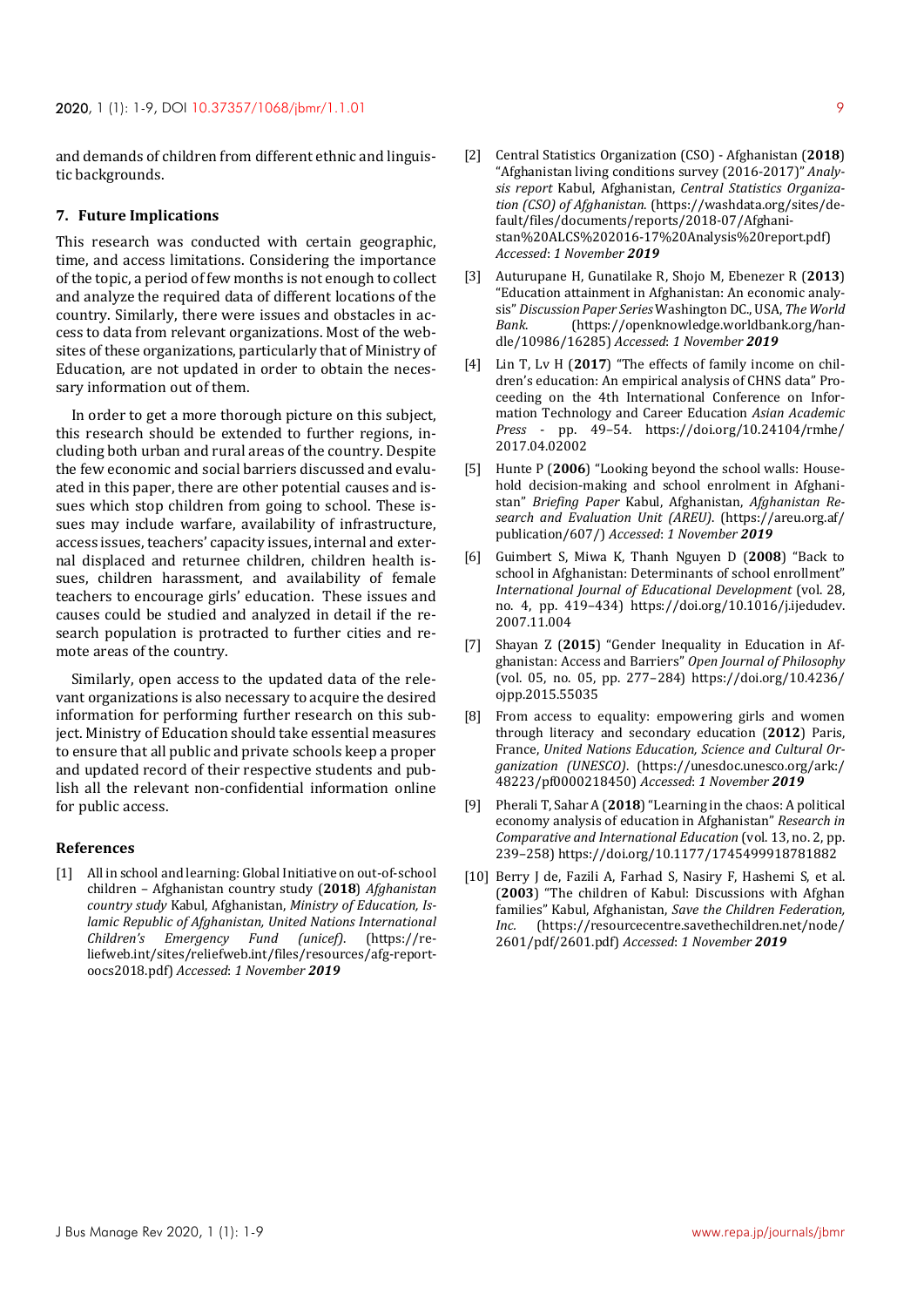and demands of children from different ethnic and linguistic backgrounds.

## 7. Future Implications

This research was conducted with certain geographic, time, and access limitations. Considering the importance of the topic, a period of few months is not enough to collect and analyze the required data of different locations of the country. Similarly, there were issues and obstacles in access to data from relevant organizations. Most of the websites of these organizations, particularly that of Ministry of Education, are not updated in order to obtain the necessary information out of them.

In order to get a more thorough picture on this subject, this research should be extended to further regions, including both urban and rural areas of the country. Despite the few economic and social barriers discussed and evaluated in this paper, there are other potential causes and issues which stop children from going to school. These issues may include warfare, availability of infrastructure, access issues, teachers' capacity issues, internal and external displaced and returnee children, children health issues, children harassment, and availability of female teachers to encourage girls' education. These issues and causes could be studied and analyzed in detail if the research population is protracted to further cities and remote areas of the country.

Similarly, open access to the updated data of the relevant organizations is also necessary to acquire the desired information for performing further research on this subject. Ministry of Education should take essential measures to ensure that all public and private schools keep a proper and updated record of their respective students and publish all the relevant non-confidential information online for public access.

## References

[1] All in school and learning: Global Initiative on out-of-school children – Afghanistan country study (**2018**) *Afghanistan country study* Kabul, Afghanistan, *Ministry of Education, Islamic Republic of Afghanistan, United Nations International Children's Emergency Fund (unicef)*. (https://reliefweb.int/sites/reliefweb.int/files/resources/afg-report-oocs2018.pdf) *Accessed*: *1 November **2019***

[2] Central Statistics Organization (CSO) - Afghanistan (**2018**) "Afghanistan living conditions survey (2016-2017)" *Analysis report* Kabul, Afghanistan, *Central Statistics Organization (CSO) of Afghanistan*. (https://washdata.org/sites/default/files/documents/reports/2018-07/Afghanistan%20ALCS%202016-17%20Analysis%20report.pdf) *Accessed*: *1 November **2019***

[3] Auturupane H, Gunatilake R, Shojo M, Ebenezer R (**2013**) "Education attainment in Afghanistan: An economic analysis" *Discussion Paper Series* Washington DC., USA, *The World Bank*. (https://openknowledge.worldbank.org/handle/10986/16285) *Accessed*: *1 November **2019***

[4] Lin T, Lv H (**2017**) "The effects of family income on children's education: An empirical analysis of CHNS data" Proceeding on the 4th International Conference on Information Technology and Career Education *Asian Academic Press* - pp. 49–54. https://doi.org/10.24104/rmhe/2017.04.02002

[5] Hunte P (**2006**) "Looking beyond the school walls: Household decision-making and school enrolment in Afghanistan" *Briefing Paper* Kabul, Afghanistan, *Afghanistan Research and Evaluation Unit (AREU)*. (https://areu.org.af/publication/607/) *Accessed*: *1 November **2019***

[6] Guimbert S, Miwa K, Thanh Nguyen D (**2008**) "Back to school in Afghanistan: Determinants of school enrollment" *International Journal of Educational Development* (vol. 28, no. 4, pp. 419–434) https://doi.org/10.1016/j.ijedudev.2007.11.004

[7] Shayan Z (**2015**) "Gender Inequality in Education in Afghanistan: Access and Barriers" *Open Journal of Philosophy* (vol. 05, no. 05, pp. 277–284) https://doi.org/10.4236/ojpp.2015.55035

[8] From access to equality: empowering girls and women through literacy and secondary education (**2012**) Paris, France, *United Nations Education, Science and Cultural Organization (UNESCO)*. (https://unesdoc.unesco.org/ark:/48223/pf0000218450) *Accessed*: *1 November **2019***

[9] Pherali T, Sahar A (**2018**) "Learning in the chaos: A political economy analysis of education in Afghanistan" *Research in Comparative and International Education* (vol. 13, no. 2, pp. 239–258) https://doi.org/10.1177/1745499918781882

[10] Berry J de, Fazili A, Farhad S, Nasiry F, Hashemi S, et al. (**2003**) "The children of Kabul: Discussions with Afghan families" Kabul, Afghanistan, *Save the Children Federation, Inc.* (https://resourcecentre.savethechildren.net/node/2601/pdf/2601.pdf) *Accessed*: *1 November **2019***